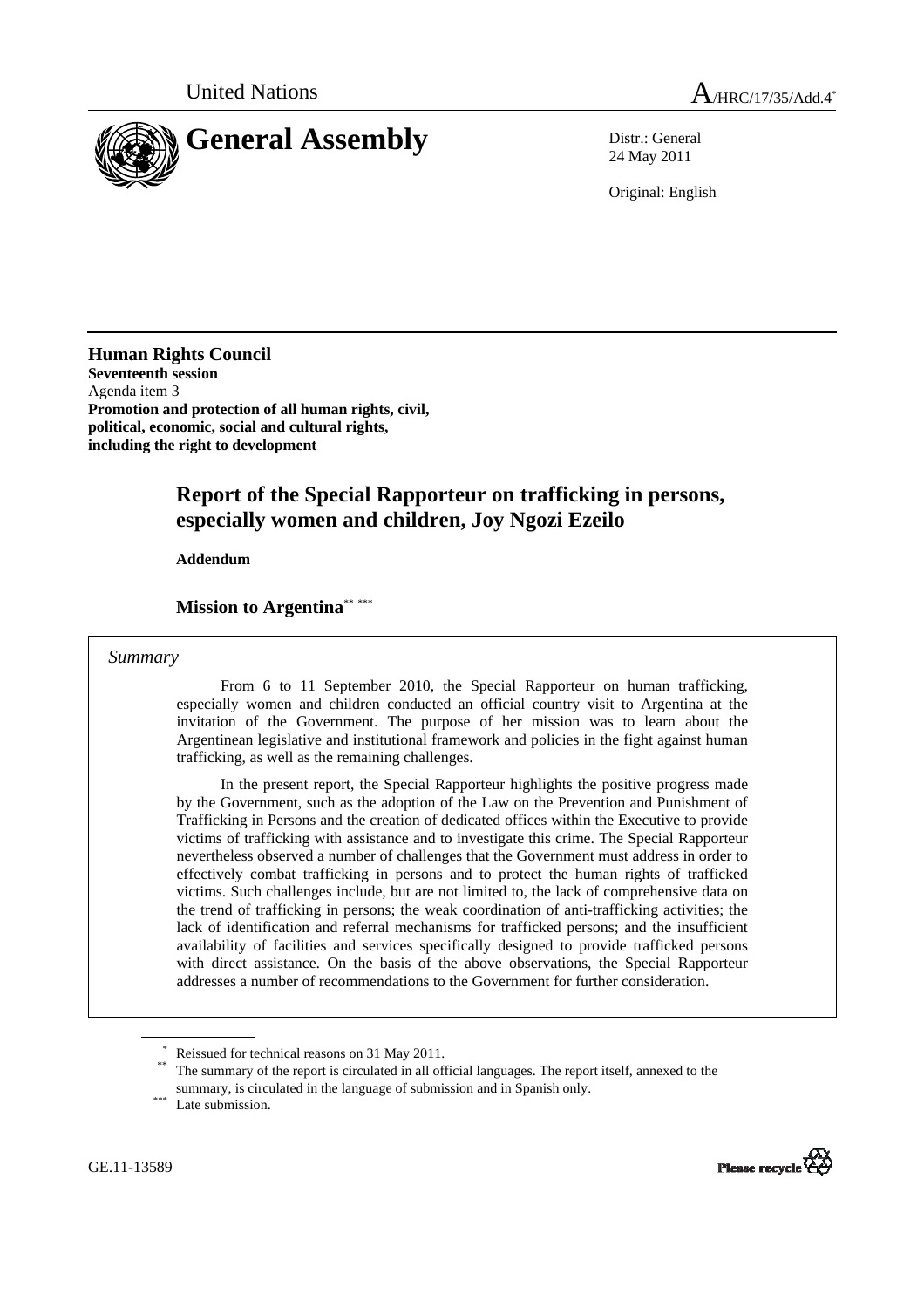United Nations

A/HRC/17/35/Add.4*

# General Assembly

Distr.: General
24 May 2011

Original: English

**Human Rights Council**
**Seventeenth session**
Agenda item 3
**Promotion and protection of all human rights, civil, political, economic, social and cultural rights, including the right to development**

## Report of the Special Rapporteur on trafficking in persons, especially women and children, Joy Ngozi Ezeilo

**Addendum**

### Mission to Argentina** ***

*Summary*

From 6 to 11 September 2010, the Special Rapporteur on human trafficking, especially women and children conducted an official country visit to Argentina at the invitation of the Government. The purpose of her mission was to learn about the Argentinean legislative and institutional framework and policies in the fight against human trafficking, as well as the remaining challenges.

In the present report, the Special Rapporteur highlights the positive progress made by the Government, such as the adoption of the Law on the Prevention and Punishment of Trafficking in Persons and the creation of dedicated offices within the Executive to provide victims of trafficking with assistance and to investigate this crime. The Special Rapporteur nevertheless observed a number of challenges that the Government must address in order to effectively combat trafficking in persons and to protect the human rights of trafficked victims. Such challenges include, but are not limited to, the lack of comprehensive data on the trend of trafficking in persons; the weak coordination of anti-trafficking activities; the lack of identification and referral mechanisms for trafficked persons; and the insufficient availability of facilities and services specifically designed to provide trafficked persons with direct assistance. On the basis of the above observations, the Special Rapporteur addresses a number of recommendations to the Government for further consideration.

\* Reissued for technical reasons on 31 May 2011.

\*\* The summary of the report is circulated in all official languages. The report itself, annexed to the summary, is circulated in the language of submission and in Spanish only.

\*\*\* Late submission.

GE.11-13589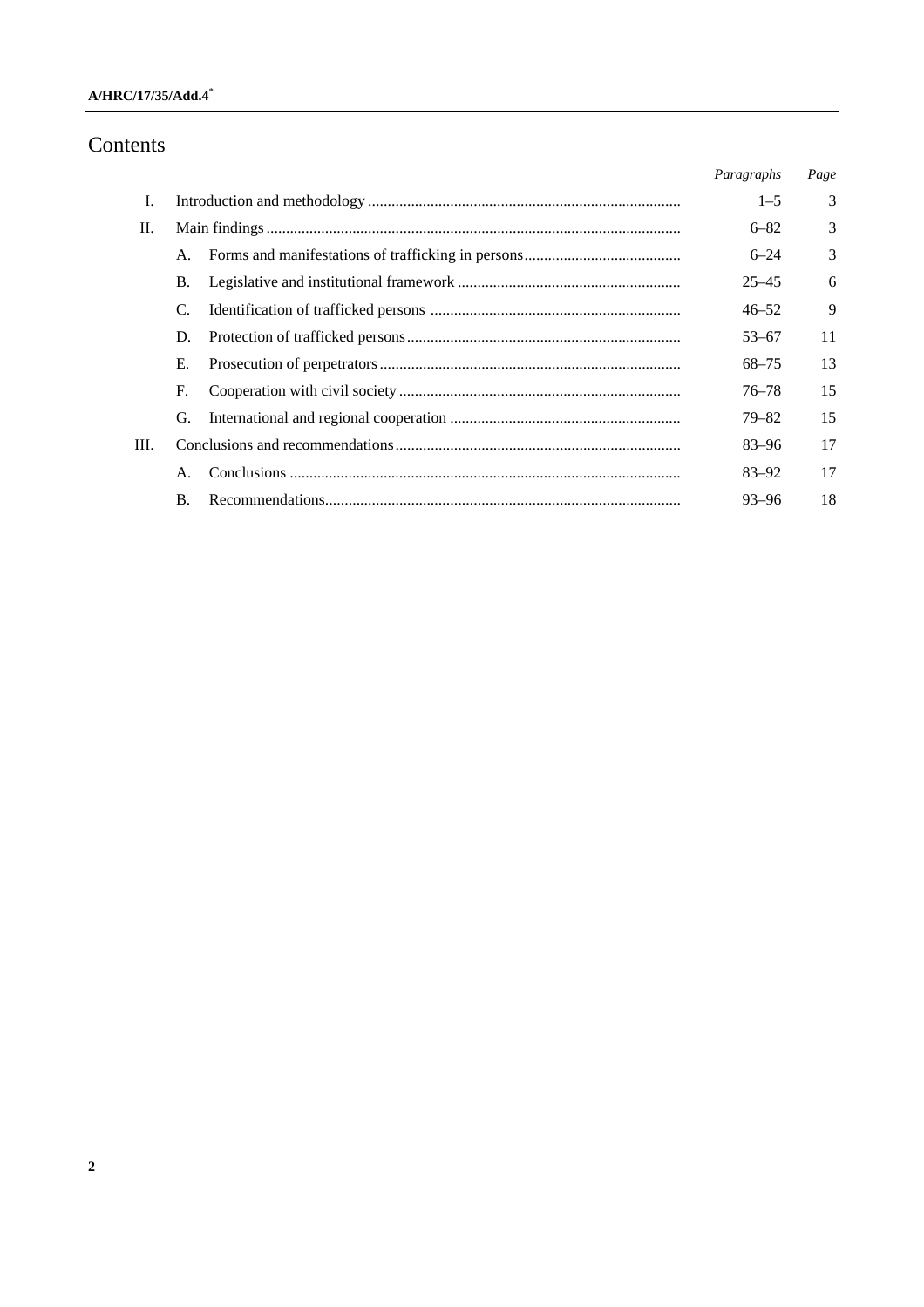# Contents

| | | Paragraphs | Page |
|---|---|---|---|
| I. | Introduction and methodology | 1–5 | 3 |
| II. | Main findings | 6–82 | 3 |
| | A. Forms and manifestations of trafficking in persons | 6–24 | 3 |
| | B. Legislative and institutional framework | 25–45 | 6 |
| | C. Identification of trafficked persons | 46–52 | 9 |
| | D. Protection of trafficked persons | 53–67 | 11 |
| | E. Prosecution of perpetrators | 68–75 | 13 |
| | F. Cooperation with civil society | 76–78 | 15 |
| | G. International and regional cooperation | 79–82 | 15 |
| III. | Conclusions and recommendations | 83–96 | 17 |
| | A. Conclusions | 83–92 | 17 |
| | B. Recommendations | 93–96 | 18 |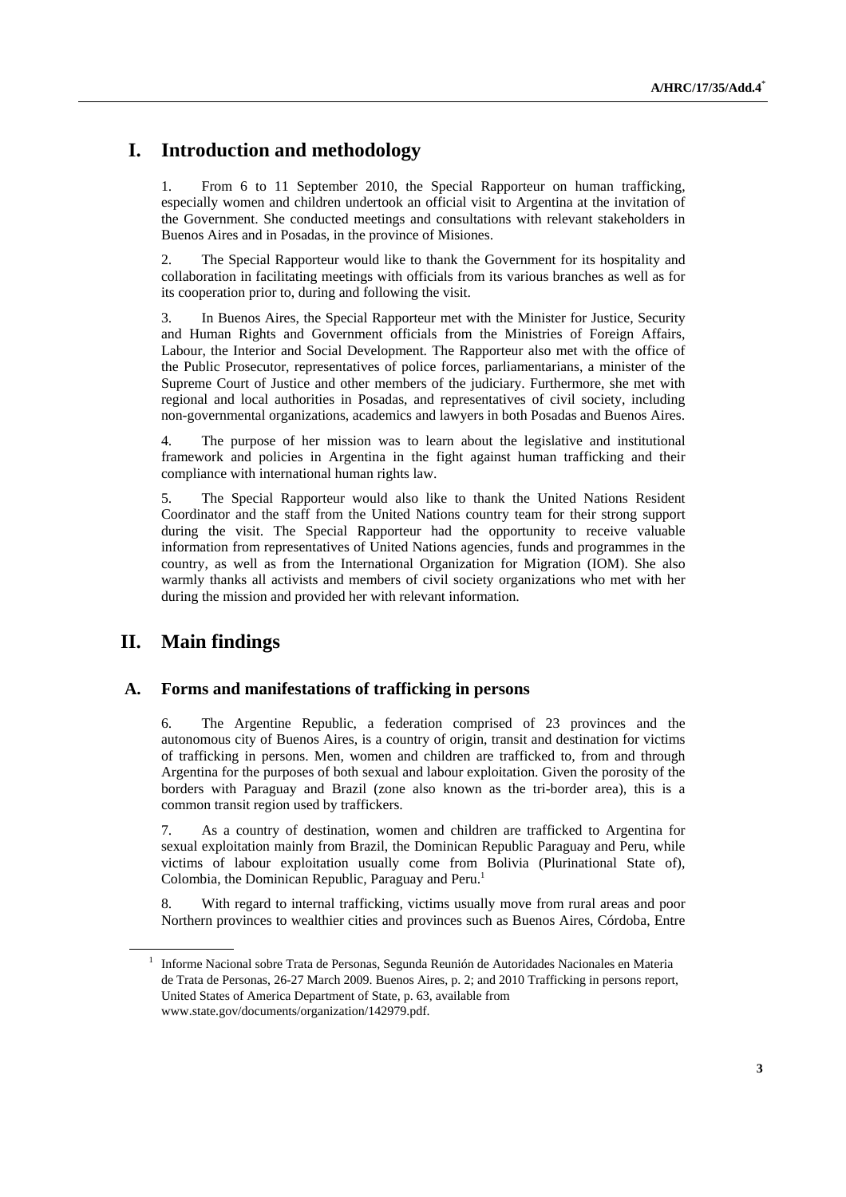# I. Introduction and methodology

1. From 6 to 11 September 2010, the Special Rapporteur on human trafficking, especially women and children undertook an official visit to Argentina at the invitation of the Government. She conducted meetings and consultations with relevant stakeholders in Buenos Aires and in Posadas, in the province of Misiones.

2. The Special Rapporteur would like to thank the Government for its hospitality and collaboration in facilitating meetings with officials from its various branches as well as for its cooperation prior to, during and following the visit.

3. In Buenos Aires, the Special Rapporteur met with the Minister for Justice, Security and Human Rights and Government officials from the Ministries of Foreign Affairs, Labour, the Interior and Social Development. The Rapporteur also met with the office of the Public Prosecutor, representatives of police forces, parliamentarians, a minister of the Supreme Court of Justice and other members of the judiciary. Furthermore, she met with regional and local authorities in Posadas, and representatives of civil society, including non-governmental organizations, academics and lawyers in both Posadas and Buenos Aires.

4. The purpose of her mission was to learn about the legislative and institutional framework and policies in Argentina in the fight against human trafficking and their compliance with international human rights law.

5. The Special Rapporteur would also like to thank the United Nations Resident Coordinator and the staff from the United Nations country team for their strong support during the visit. The Special Rapporteur had the opportunity to receive valuable information from representatives of United Nations agencies, funds and programmes in the country, as well as from the International Organization for Migration (IOM). She also warmly thanks all activists and members of civil society organizations who met with her during the mission and provided her with relevant information.

# II. Main findings

## A. Forms and manifestations of trafficking in persons

6. The Argentine Republic, a federation comprised of 23 provinces and the autonomous city of Buenos Aires, is a country of origin, transit and destination for victims of trafficking in persons. Men, women and children are trafficked to, from and through Argentina for the purposes of both sexual and labour exploitation. Given the porosity of the borders with Paraguay and Brazil (zone also known as the tri-border area), this is a common transit region used by traffickers.

7. As a country of destination, women and children are trafficked to Argentina for sexual exploitation mainly from Brazil, the Dominican Republic Paraguay and Peru, while victims of labour exploitation usually come from Bolivia (Plurinational State of), Colombia, the Dominican Republic, Paraguay and Peru.[1]

8. With regard to internal trafficking, victims usually move from rural areas and poor Northern provinces to wealthier cities and provinces such as Buenos Aires, Córdoba, Entre

[1] Informe Nacional sobre Trata de Personas, Segunda Reunión de Autoridades Nacionales en Materia de Trata de Personas, 26-27 March 2009. Buenos Aires, p. 2; and 2010 Trafficking in persons report, United States of America Department of State, p. 63, available from www.state.gov/documents/organization/142979.pdf.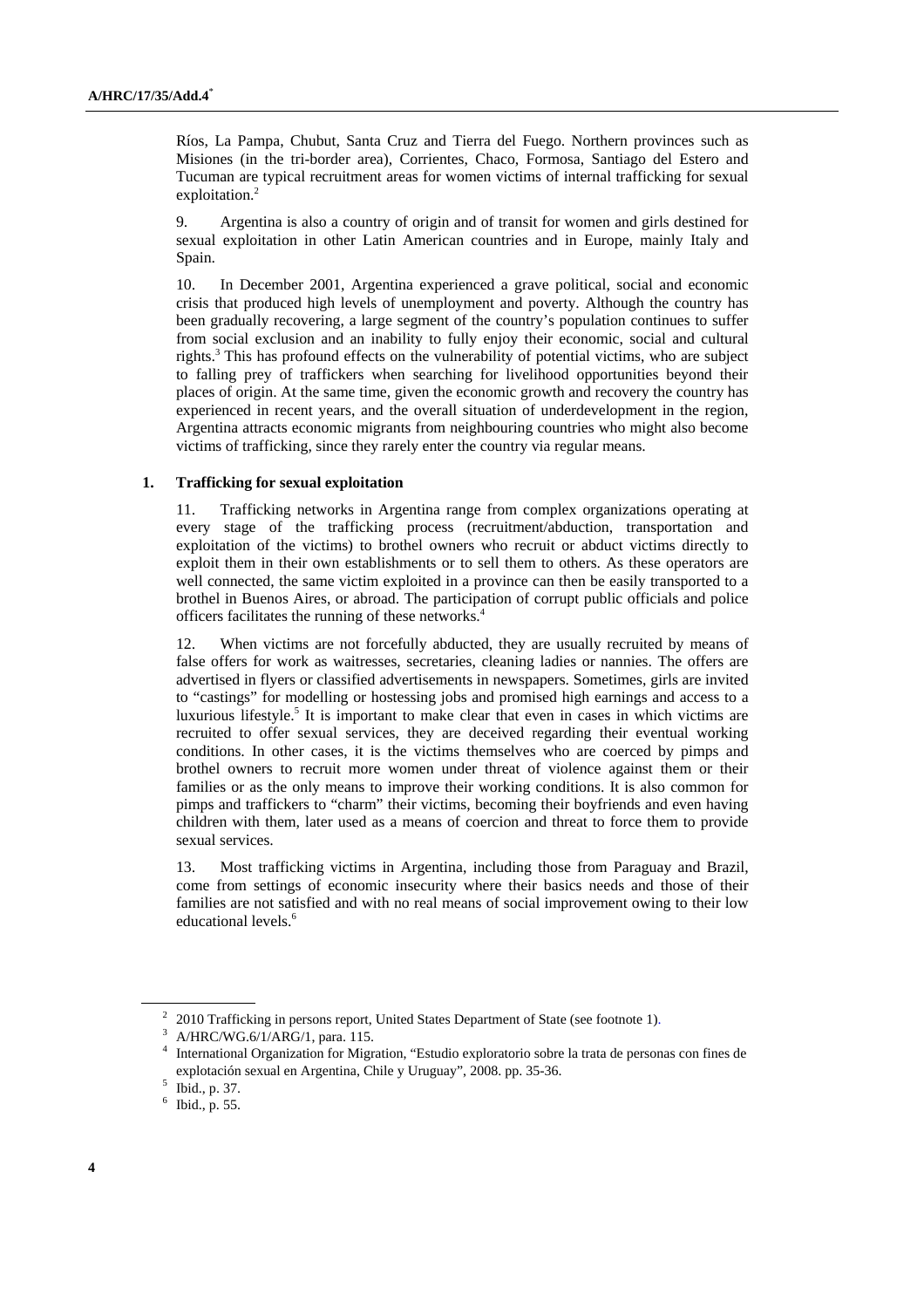Ríos, La Pampa, Chubut, Santa Cruz and Tierra del Fuego. Northern provinces such as Misiones (in the tri-border area), Corrientes, Chaco, Formosa, Santiago del Estero and Tucuman are typical recruitment areas for women victims of internal trafficking for sexual exploitation.[2]

9. Argentina is also a country of origin and of transit for women and girls destined for sexual exploitation in other Latin American countries and in Europe, mainly Italy and Spain.

10. In December 2001, Argentina experienced a grave political, social and economic crisis that produced high levels of unemployment and poverty. Although the country has been gradually recovering, a large segment of the country's population continues to suffer from social exclusion and an inability to fully enjoy their economic, social and cultural rights.[3] This has profound effects on the vulnerability of potential victims, who are subject to falling prey of traffickers when searching for livelihood opportunities beyond their places of origin. At the same time, given the economic growth and recovery the country has experienced in recent years, and the overall situation of underdevelopment in the region, Argentina attracts economic migrants from neighbouring countries who might also become victims of trafficking, since they rarely enter the country via regular means.

### 1. Trafficking for sexual exploitation

11. Trafficking networks in Argentina range from complex organizations operating at every stage of the trafficking process (recruitment/abduction, transportation and exploitation of the victims) to brothel owners who recruit or abduct victims directly to exploit them in their own establishments or to sell them to others. As these operators are well connected, the same victim exploited in a province can then be easily transported to a brothel in Buenos Aires, or abroad. The participation of corrupt public officials and police officers facilitates the running of these networks.[4]

12. When victims are not forcefully abducted, they are usually recruited by means of false offers for work as waitresses, secretaries, cleaning ladies or nannies. The offers are advertised in flyers or classified advertisements in newspapers. Sometimes, girls are invited to "castings" for modelling or hostessing jobs and promised high earnings and access to a luxurious lifestyle.[5] It is important to make clear that even in cases in which victims are recruited to offer sexual services, they are deceived regarding their eventual working conditions. In other cases, it is the victims themselves who are coerced by pimps and brothel owners to recruit more women under threat of violence against them or their families or as the only means to improve their working conditions. It is also common for pimps and traffickers to "charm" their victims, becoming their boyfriends and even having children with them, later used as a means of coercion and threat to force them to provide sexual services.

13. Most trafficking victims in Argentina, including those from Paraguay and Brazil, come from settings of economic insecurity where their basics needs and those of their families are not satisfied and with no real means of social improvement owing to their low educational levels.[6]

---

[2] 2010 Trafficking in persons report, United States Department of State (see footnote 1).

[3] A/HRC/WG.6/1/ARG/1, para. 115.

[4] International Organization for Migration, "Estudio exploratorio sobre la trata de personas con fines de explotación sexual en Argentina, Chile y Uruguay", 2008. pp. 35-36.

[5] Ibid., p. 37.

[6] Ibid., p. 55.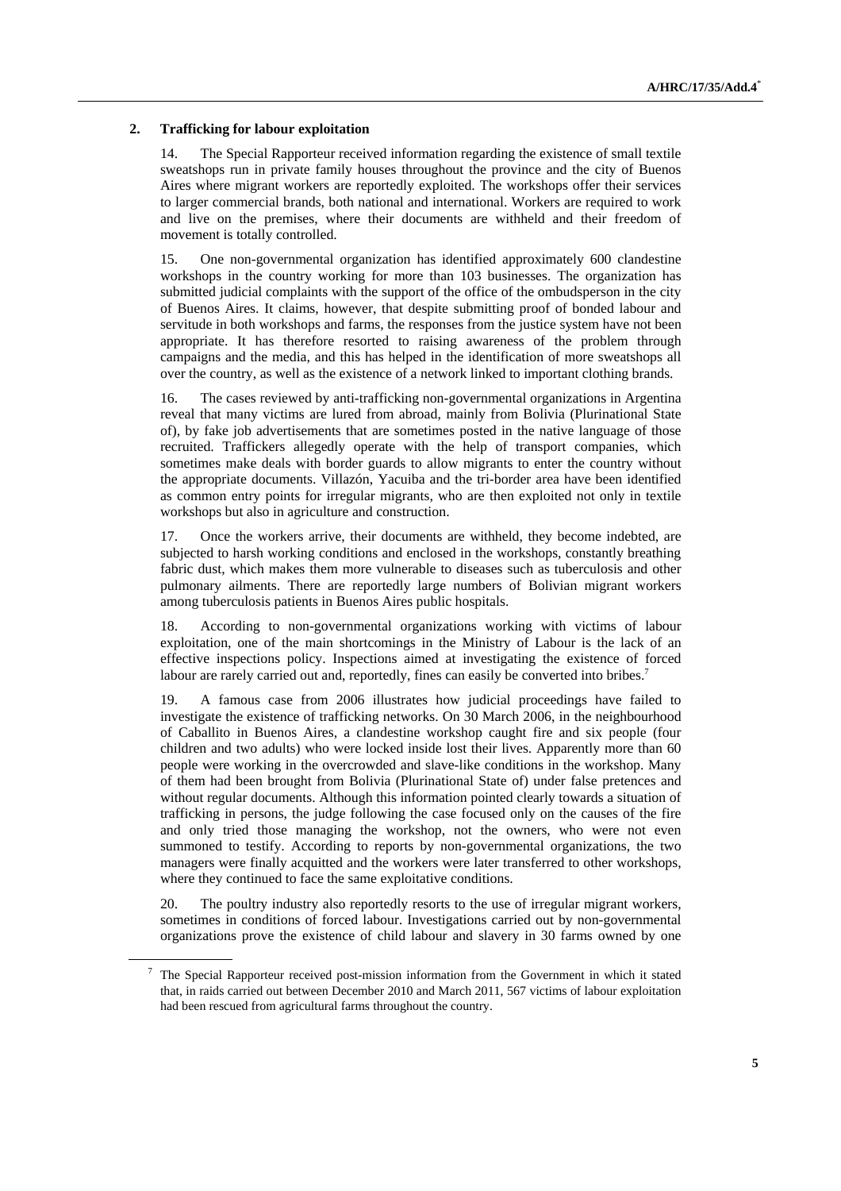## 2. Trafficking for labour exploitation

14. The Special Rapporteur received information regarding the existence of small textile sweatshops run in private family houses throughout the province and the city of Buenos Aires where migrant workers are reportedly exploited. The workshops offer their services to larger commercial brands, both national and international. Workers are required to work and live on the premises, where their documents are withheld and their freedom of movement is totally controlled.

15. One non-governmental organization has identified approximately 600 clandestine workshops in the country working for more than 103 businesses. The organization has submitted judicial complaints with the support of the office of the ombudsperson in the city of Buenos Aires. It claims, however, that despite submitting proof of bonded labour and servitude in both workshops and farms, the responses from the justice system have not been appropriate. It has therefore resorted to raising awareness of the problem through campaigns and the media, and this has helped in the identification of more sweatshops all over the country, as well as the existence of a network linked to important clothing brands.

16. The cases reviewed by anti-trafficking non-governmental organizations in Argentina reveal that many victims are lured from abroad, mainly from Bolivia (Plurinational State of), by fake job advertisements that are sometimes posted in the native language of those recruited. Traffickers allegedly operate with the help of transport companies, which sometimes make deals with border guards to allow migrants to enter the country without the appropriate documents. Villazón, Yacuiba and the tri-border area have been identified as common entry points for irregular migrants, who are then exploited not only in textile workshops but also in agriculture and construction.

17. Once the workers arrive, their documents are withheld, they become indebted, are subjected to harsh working conditions and enclosed in the workshops, constantly breathing fabric dust, which makes them more vulnerable to diseases such as tuberculosis and other pulmonary ailments. There are reportedly large numbers of Bolivian migrant workers among tuberculosis patients in Buenos Aires public hospitals.

18. According to non-governmental organizations working with victims of labour exploitation, one of the main shortcomings in the Ministry of Labour is the lack of an effective inspections policy. Inspections aimed at investigating the existence of forced labour are rarely carried out and, reportedly, fines can easily be converted into bribes.[7]

19. A famous case from 2006 illustrates how judicial proceedings have failed to investigate the existence of trafficking networks. On 30 March 2006, in the neighbourhood of Caballito in Buenos Aires, a clandestine workshop caught fire and six people (four children and two adults) who were locked inside lost their lives. Apparently more than 60 people were working in the overcrowded and slave-like conditions in the workshop. Many of them had been brought from Bolivia (Plurinational State of) under false pretences and without regular documents. Although this information pointed clearly towards a situation of trafficking in persons, the judge following the case focused only on the causes of the fire and only tried those managing the workshop, not the owners, who were not even summoned to testify. According to reports by non-governmental organizations, the two managers were finally acquitted and the workers were later transferred to other workshops, where they continued to face the same exploitative conditions.

20. The poultry industry also reportedly resorts to the use of irregular migrant workers, sometimes in conditions of forced labour. Investigations carried out by non-governmental organizations prove the existence of child labour and slavery in 30 farms owned by one

[7] The Special Rapporteur received post-mission information from the Government in which it stated that, in raids carried out between December 2010 and March 2011, 567 victims of labour exploitation had been rescued from agricultural farms throughout the country.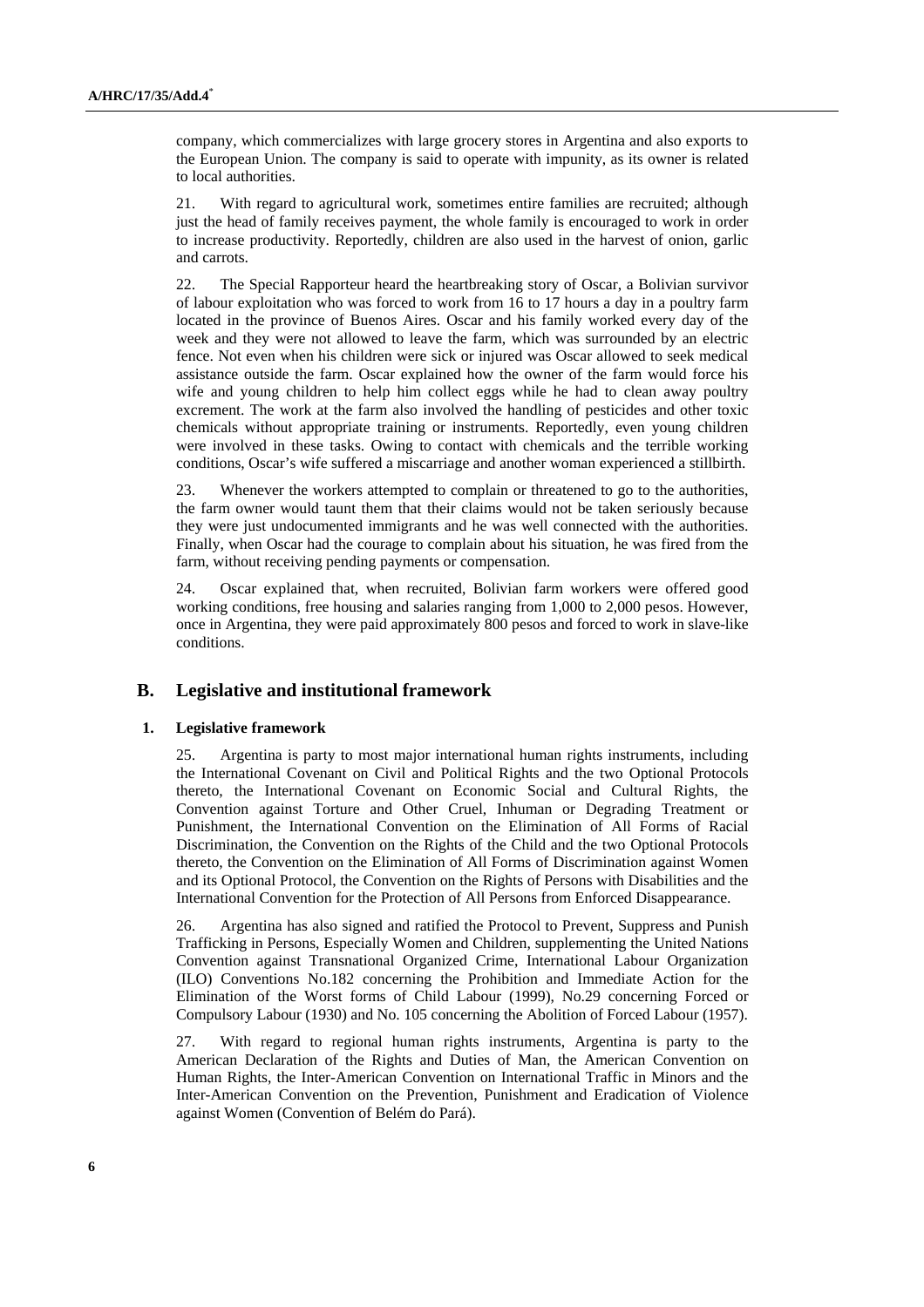company, which commercializes with large grocery stores in Argentina and also exports to the European Union. The company is said to operate with impunity, as its owner is related to local authorities.

21. With regard to agricultural work, sometimes entire families are recruited; although just the head of family receives payment, the whole family is encouraged to work in order to increase productivity. Reportedly, children are also used in the harvest of onion, garlic and carrots.

22. The Special Rapporteur heard the heartbreaking story of Oscar, a Bolivian survivor of labour exploitation who was forced to work from 16 to 17 hours a day in a poultry farm located in the province of Buenos Aires. Oscar and his family worked every day of the week and they were not allowed to leave the farm, which was surrounded by an electric fence. Not even when his children were sick or injured was Oscar allowed to seek medical assistance outside the farm. Oscar explained how the owner of the farm would force his wife and young children to help him collect eggs while he had to clean away poultry excrement. The work at the farm also involved the handling of pesticides and other toxic chemicals without appropriate training or instruments. Reportedly, even young children were involved in these tasks. Owing to contact with chemicals and the terrible working conditions, Oscar's wife suffered a miscarriage and another woman experienced a stillbirth.

23. Whenever the workers attempted to complain or threatened to go to the authorities, the farm owner would taunt them that their claims would not be taken seriously because they were just undocumented immigrants and he was well connected with the authorities. Finally, when Oscar had the courage to complain about his situation, he was fired from the farm, without receiving pending payments or compensation.

24. Oscar explained that, when recruited, Bolivian farm workers were offered good working conditions, free housing and salaries ranging from 1,000 to 2,000 pesos. However, once in Argentina, they were paid approximately 800 pesos and forced to work in slave-like conditions.

## B. Legislative and institutional framework

### 1. Legislative framework

25. Argentina is party to most major international human rights instruments, including the International Covenant on Civil and Political Rights and the two Optional Protocols thereto, the International Covenant on Economic Social and Cultural Rights, the Convention against Torture and Other Cruel, Inhuman or Degrading Treatment or Punishment, the International Convention on the Elimination of All Forms of Racial Discrimination, the Convention on the Rights of the Child and the two Optional Protocols thereto, the Convention on the Elimination of All Forms of Discrimination against Women and its Optional Protocol, the Convention on the Rights of Persons with Disabilities and the International Convention for the Protection of All Persons from Enforced Disappearance.

26. Argentina has also signed and ratified the Protocol to Prevent, Suppress and Punish Trafficking in Persons, Especially Women and Children, supplementing the United Nations Convention against Transnational Organized Crime, International Labour Organization (ILO) Conventions No.182 concerning the Prohibition and Immediate Action for the Elimination of the Worst forms of Child Labour (1999), No.29 concerning Forced or Compulsory Labour (1930) and No. 105 concerning the Abolition of Forced Labour (1957).

27. With regard to regional human rights instruments, Argentina is party to the American Declaration of the Rights and Duties of Man, the American Convention on Human Rights, the Inter-American Convention on International Traffic in Minors and the Inter-American Convention on the Prevention, Punishment and Eradication of Violence against Women (Convention of Belém do Pará).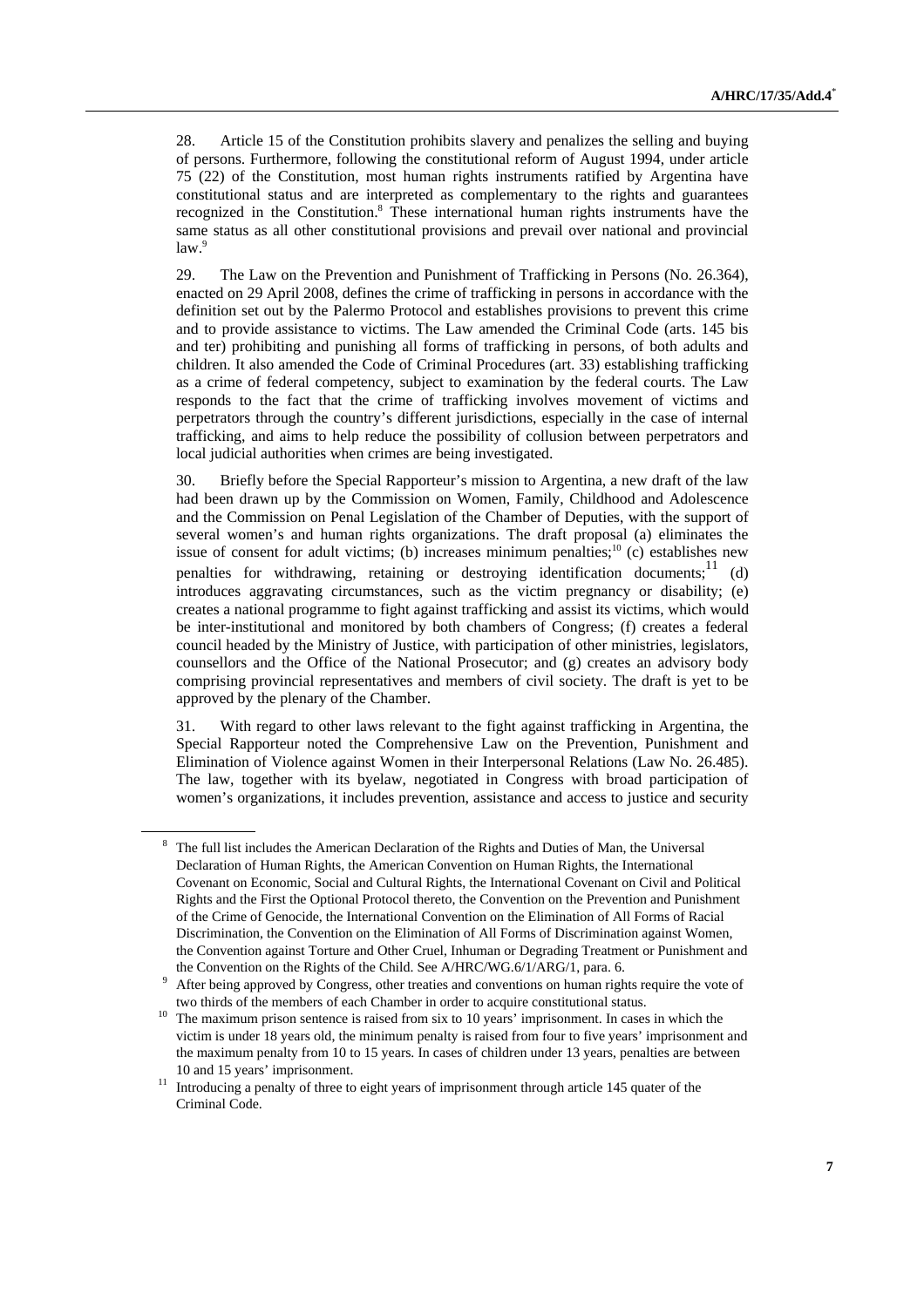28. Article 15 of the Constitution prohibits slavery and penalizes the selling and buying of persons. Furthermore, following the constitutional reform of August 1994, under article 75 (22) of the Constitution, most human rights instruments ratified by Argentina have constitutional status and are interpreted as complementary to the rights and guarantees recognized in the Constitution.[8] These international human rights instruments have the same status as all other constitutional provisions and prevail over national and provincial law.[9]

29. The Law on the Prevention and Punishment of Trafficking in Persons (No. 26.364), enacted on 29 April 2008, defines the crime of trafficking in persons in accordance with the definition set out by the Palermo Protocol and establishes provisions to prevent this crime and to provide assistance to victims. The Law amended the Criminal Code (arts. 145 bis and ter) prohibiting and punishing all forms of trafficking in persons, of both adults and children. It also amended the Code of Criminal Procedures (art. 33) establishing trafficking as a crime of federal competency, subject to examination by the federal courts. The Law responds to the fact that the crime of trafficking involves movement of victims and perpetrators through the country's different jurisdictions, especially in the case of internal trafficking, and aims to help reduce the possibility of collusion between perpetrators and local judicial authorities when crimes are being investigated.

30. Briefly before the Special Rapporteur's mission to Argentina, a new draft of the law had been drawn up by the Commission on Women, Family, Childhood and Adolescence and the Commission on Penal Legislation of the Chamber of Deputies, with the support of several women's and human rights organizations. The draft proposal (a) eliminates the issue of consent for adult victims; (b) increases minimum penalties;[10] (c) establishes new penalties for withdrawing, retaining or destroying identification documents;[11] (d) introduces aggravating circumstances, such as the victim pregnancy or disability; (e) creates a national programme to fight against trafficking and assist its victims, which would be inter-institutional and monitored by both chambers of Congress; (f) creates a federal council headed by the Ministry of Justice, with participation of other ministries, legislators, counsellors and the Office of the National Prosecutor; and (g) creates an advisory body comprising provincial representatives and members of civil society. The draft is yet to be approved by the plenary of the Chamber.

31. With regard to other laws relevant to the fight against trafficking in Argentina, the Special Rapporteur noted the Comprehensive Law on the Prevention, Punishment and Elimination of Violence against Women in their Interpersonal Relations (Law No. 26.485). The law, together with its byelaw, negotiated in Congress with broad participation of women's organizations, it includes prevention, assistance and access to justice and security

---

[8] The full list includes the American Declaration of the Rights and Duties of Man, the Universal Declaration of Human Rights, the American Convention on Human Rights, the International Covenant on Economic, Social and Cultural Rights, the International Covenant on Civil and Political Rights and the First the Optional Protocol thereto, the Convention on the Prevention and Punishment of the Crime of Genocide, the International Convention on the Elimination of All Forms of Racial Discrimination, the Convention on the Elimination of All Forms of Discrimination against Women, the Convention against Torture and Other Cruel, Inhuman or Degrading Treatment or Punishment and the Convention on the Rights of the Child. See A/HRC/WG.6/1/ARG/1, para. 6.

[9] After being approved by Congress, other treaties and conventions on human rights require the vote of two thirds of the members of each Chamber in order to acquire constitutional status.

[10] The maximum prison sentence is raised from six to 10 years' imprisonment. In cases in which the victim is under 18 years old, the minimum penalty is raised from four to five years' imprisonment and the maximum penalty from 10 to 15 years. In cases of children under 13 years, penalties are between 10 and 15 years' imprisonment.

[11] Introducing a penalty of three to eight years of imprisonment through article 145 quater of the Criminal Code.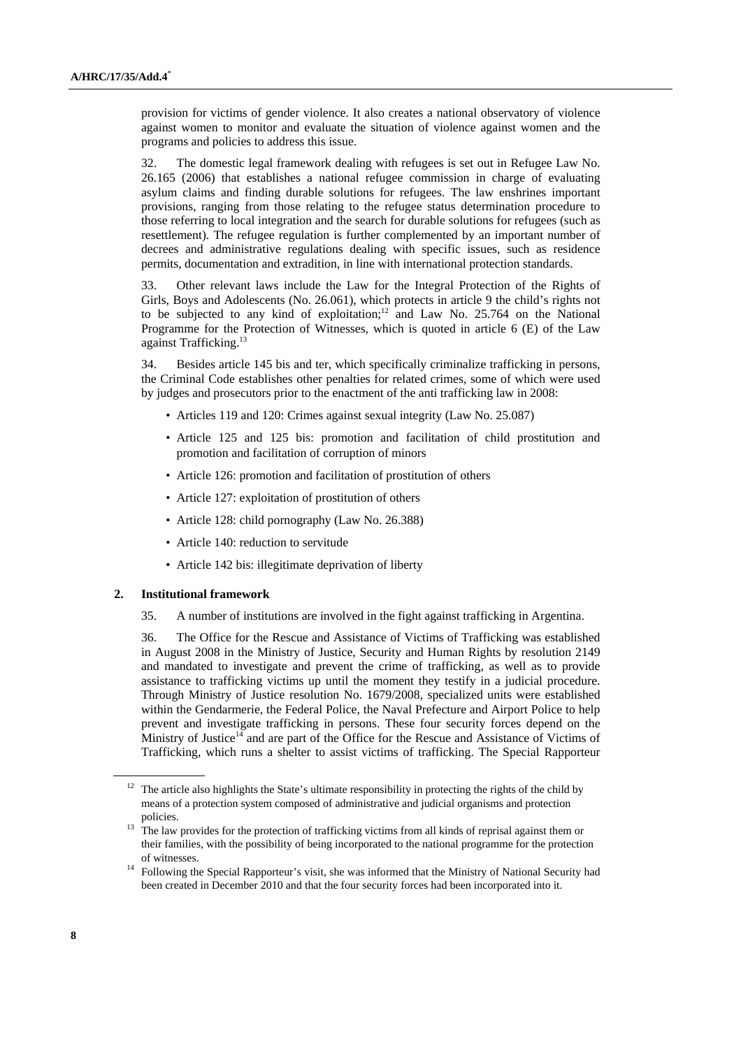provision for victims of gender violence. It also creates a national observatory of violence against women to monitor and evaluate the situation of violence against women and the programs and policies to address this issue.

32. The domestic legal framework dealing with refugees is set out in Refugee Law No. 26.165 (2006) that establishes a national refugee commission in charge of evaluating asylum claims and finding durable solutions for refugees. The law enshrines important provisions, ranging from those relating to the refugee status determination procedure to those referring to local integration and the search for durable solutions for refugees (such as resettlement). The refugee regulation is further complemented by an important number of decrees and administrative regulations dealing with specific issues, such as residence permits, documentation and extradition, in line with international protection standards.

33. Other relevant laws include the Law for the Integral Protection of the Rights of Girls, Boys and Adolescents (No. 26.061), which protects in article 9 the child's rights not to be subjected to any kind of exploitation;[12] and Law No. 25.764 on the National Programme for the Protection of Witnesses, which is quoted in article 6 (E) of the Law against Trafficking.[13]

34. Besides article 145 bis and ter, which specifically criminalize trafficking in persons, the Criminal Code establishes other penalties for related crimes, some of which were used by judges and prosecutors prior to the enactment of the anti trafficking law in 2008:

- Articles 119 and 120: Crimes against sexual integrity (Law No. 25.087)
- Article 125 and 125 bis: promotion and facilitation of child prostitution and promotion and facilitation of corruption of minors
- Article 126: promotion and facilitation of prostitution of others
- Article 127: exploitation of prostitution of others
- Article 128: child pornography (Law No. 26.388)
- Article 140: reduction to servitude
- Article 142 bis: illegitimate deprivation of liberty

### 2. Institutional framework

35. A number of institutions are involved in the fight against trafficking in Argentina.

36. The Office for the Rescue and Assistance of Victims of Trafficking was established in August 2008 in the Ministry of Justice, Security and Human Rights by resolution 2149 and mandated to investigate and prevent the crime of trafficking, as well as to provide assistance to trafficking victims up until the moment they testify in a judicial procedure. Through Ministry of Justice resolution No. 1679/2008, specialized units were established within the Gendarmerie, the Federal Police, the Naval Prefecture and Airport Police to help prevent and investigate trafficking in persons. These four security forces depend on the Ministry of Justice[14] and are part of the Office for the Rescue and Assistance of Victims of Trafficking, which runs a shelter to assist victims of trafficking. The Special Rapporteur

---

[12] The article also highlights the State's ultimate responsibility in protecting the rights of the child by means of a protection system composed of administrative and judicial organisms and protection policies.

[13] The law provides for the protection of trafficking victims from all kinds of reprisal against them or their families, with the possibility of being incorporated to the national programme for the protection of witnesses.

[14] Following the Special Rapporteur's visit, she was informed that the Ministry of National Security had been created in December 2010 and that the four security forces had been incorporated into it.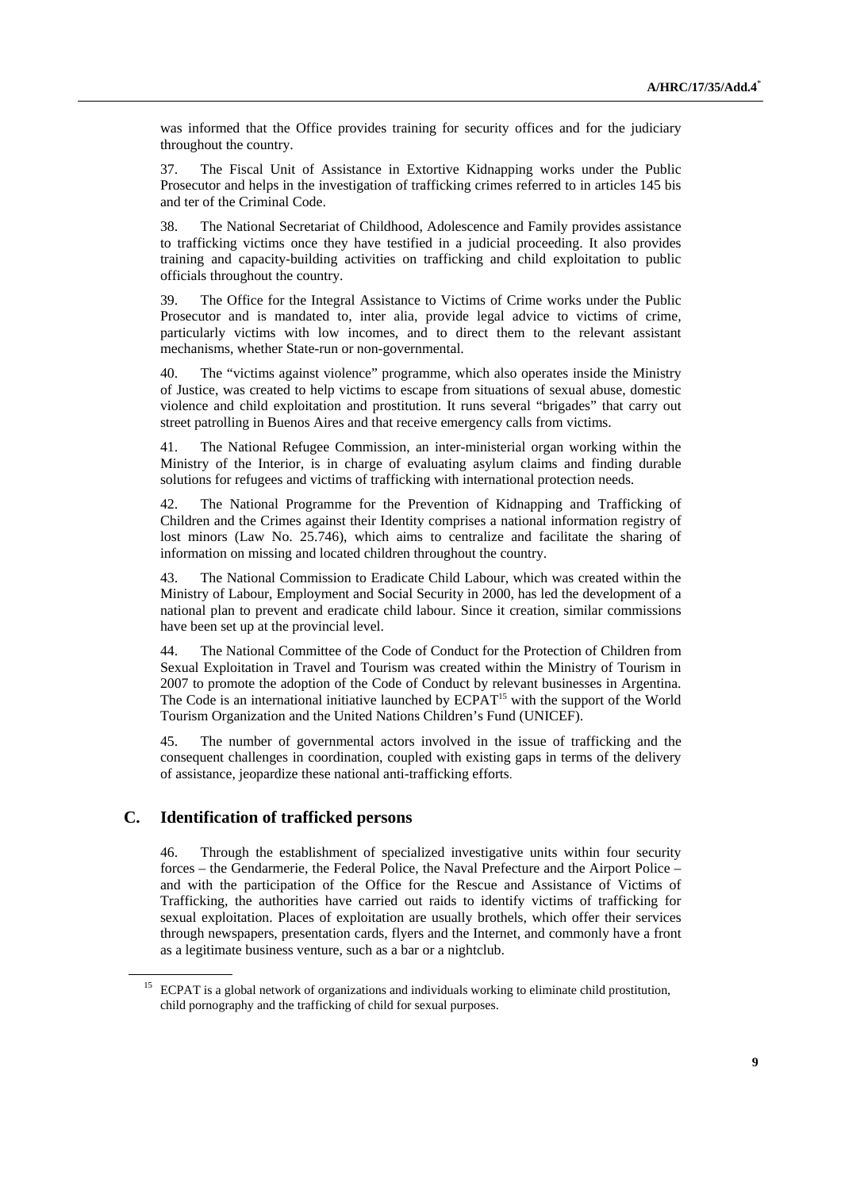was informed that the Office provides training for security offices and for the judiciary throughout the country.

37. The Fiscal Unit of Assistance in Extortive Kidnapping works under the Public Prosecutor and helps in the investigation of trafficking crimes referred to in articles 145 bis and ter of the Criminal Code.

38. The National Secretariat of Childhood, Adolescence and Family provides assistance to trafficking victims once they have testified in a judicial proceeding. It also provides training and capacity-building activities on trafficking and child exploitation to public officials throughout the country.

39. The Office for the Integral Assistance to Victims of Crime works under the Public Prosecutor and is mandated to, inter alia, provide legal advice to victims of crime, particularly victims with low incomes, and to direct them to the relevant assistant mechanisms, whether State-run or non-governmental.

40. The "victims against violence" programme, which also operates inside the Ministry of Justice, was created to help victims to escape from situations of sexual abuse, domestic violence and child exploitation and prostitution. It runs several "brigades" that carry out street patrolling in Buenos Aires and that receive emergency calls from victims.

41. The National Refugee Commission, an inter-ministerial organ working within the Ministry of the Interior, is in charge of evaluating asylum claims and finding durable solutions for refugees and victims of trafficking with international protection needs.

42. The National Programme for the Prevention of Kidnapping and Trafficking of Children and the Crimes against their Identity comprises a national information registry of lost minors (Law No. 25.746), which aims to centralize and facilitate the sharing of information on missing and located children throughout the country.

43. The National Commission to Eradicate Child Labour, which was created within the Ministry of Labour, Employment and Social Security in 2000, has led the development of a national plan to prevent and eradicate child labour. Since it creation, similar commissions have been set up at the provincial level.

44. The National Committee of the Code of Conduct for the Protection of Children from Sexual Exploitation in Travel and Tourism was created within the Ministry of Tourism in 2007 to promote the adoption of the Code of Conduct by relevant businesses in Argentina. The Code is an international initiative launched by ECPAT[15] with the support of the World Tourism Organization and the United Nations Children's Fund (UNICEF).

45. The number of governmental actors involved in the issue of trafficking and the consequent challenges in coordination, coupled with existing gaps in terms of the delivery of assistance, jeopardize these national anti-trafficking efforts.

## C. Identification of trafficked persons

46. Through the establishment of specialized investigative units within four security forces – the Gendarmerie, the Federal Police, the Naval Prefecture and the Airport Police – and with the participation of the Office for the Rescue and Assistance of Victims of Trafficking, the authorities have carried out raids to identify victims of trafficking for sexual exploitation. Places of exploitation are usually brothels, which offer their services through newspapers, presentation cards, flyers and the Internet, and commonly have a front as a legitimate business venture, such as a bar or a nightclub.

[15] ECPAT is a global network of organizations and individuals working to eliminate child prostitution, child pornography and the trafficking of child for sexual purposes.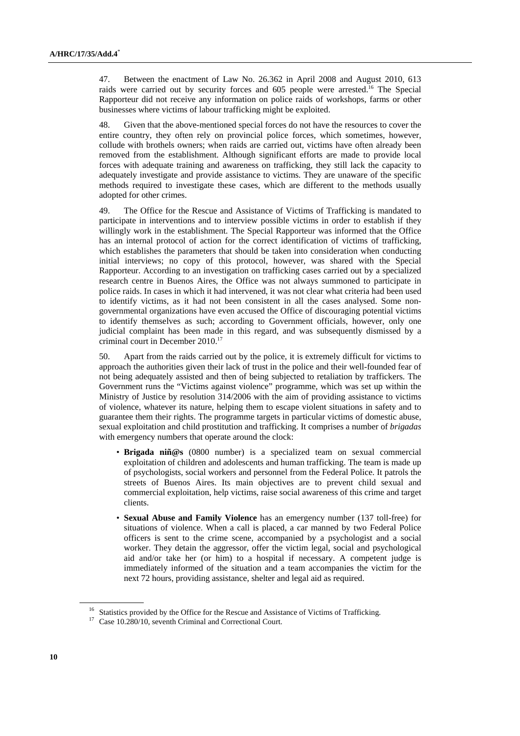47. Between the enactment of Law No. 26.362 in April 2008 and August 2010, 613 raids were carried out by security forces and 605 people were arrested.[16] The Special Rapporteur did not receive any information on police raids of workshops, farms or other businesses where victims of labour trafficking might be exploited.

48. Given that the above-mentioned special forces do not have the resources to cover the entire country, they often rely on provincial police forces, which sometimes, however, collude with brothels owners; when raids are carried out, victims have often already been removed from the establishment. Although significant efforts are made to provide local forces with adequate training and awareness on trafficking, they still lack the capacity to adequately investigate and provide assistance to victims. They are unaware of the specific methods required to investigate these cases, which are different to the methods usually adopted for other crimes.

49. The Office for the Rescue and Assistance of Victims of Trafficking is mandated to participate in interventions and to interview possible victims in order to establish if they willingly work in the establishment. The Special Rapporteur was informed that the Office has an internal protocol of action for the correct identification of victims of trafficking, which establishes the parameters that should be taken into consideration when conducting initial interviews; no copy of this protocol, however, was shared with the Special Rapporteur. According to an investigation on trafficking cases carried out by a specialized research centre in Buenos Aires, the Office was not always summoned to participate in police raids. In cases in which it had intervened, it was not clear what criteria had been used to identify victims, as it had not been consistent in all the cases analysed. Some non-governmental organizations have even accused the Office of discouraging potential victims to identify themselves as such; according to Government officials, however, only one judicial complaint has been made in this regard, and was subsequently dismissed by a criminal court in December 2010.[17]

50. Apart from the raids carried out by the police, it is extremely difficult for victims to approach the authorities given their lack of trust in the police and their well-founded fear of not being adequately assisted and then of being subjected to retaliation by traffickers. The Government runs the "Victims against violence" programme, which was set up within the Ministry of Justice by resolution 314/2006 with the aim of providing assistance to victims of violence, whatever its nature, helping them to escape violent situations in safety and to guarantee them their rights. The programme targets in particular victims of domestic abuse, sexual exploitation and child prostitution and trafficking. It comprises a number of *brigadas* with emergency numbers that operate around the clock:

- **Brigada niñ@s** (0800 number) is a specialized team on sexual commercial exploitation of children and adolescents and human trafficking. The team is made up of psychologists, social workers and personnel from the Federal Police. It patrols the streets of Buenos Aires. Its main objectives are to prevent child sexual and commercial exploitation, help victims, raise social awareness of this crime and target clients.
- **Sexual Abuse and Family Violence** has an emergency number (137 toll-free) for situations of violence. When a call is placed, a car manned by two Federal Police officers is sent to the crime scene, accompanied by a psychologist and a social worker. They detain the aggressor, offer the victim legal, social and psychological aid and/or take her (or him) to a hospital if necessary. A competent judge is immediately informed of the situation and a team accompanies the victim for the next 72 hours, providing assistance, shelter and legal aid as required.

---

[16] Statistics provided by the Office for the Rescue and Assistance of Victims of Trafficking.

[17] Case 10.280/10, seventh Criminal and Correctional Court.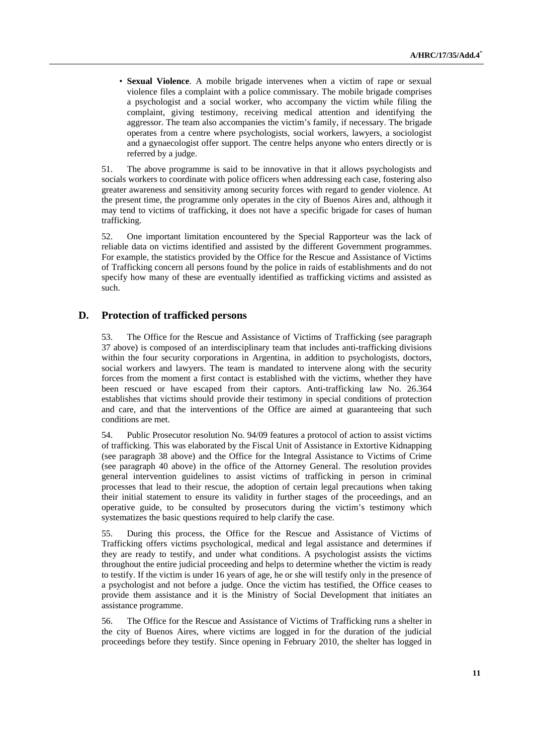- **Sexual Violence**. A mobile brigade intervenes when a victim of rape or sexual violence files a complaint with a police commissary. The mobile brigade comprises a psychologist and a social worker, who accompany the victim while filing the complaint, giving testimony, receiving medical attention and identifying the aggressor. The team also accompanies the victim's family, if necessary. The brigade operates from a centre where psychologists, social workers, lawyers, a sociologist and a gynaecologist offer support. The centre helps anyone who enters directly or is referred by a judge.

51. The above programme is said to be innovative in that it allows psychologists and socials workers to coordinate with police officers when addressing each case, fostering also greater awareness and sensitivity among security forces with regard to gender violence. At the present time, the programme only operates in the city of Buenos Aires and, although it may tend to victims of trafficking, it does not have a specific brigade for cases of human trafficking.

52. One important limitation encountered by the Special Rapporteur was the lack of reliable data on victims identified and assisted by the different Government programmes. For example, the statistics provided by the Office for the Rescue and Assistance of Victims of Trafficking concern all persons found by the police in raids of establishments and do not specify how many of these are eventually identified as trafficking victims and assisted as such.

## D. Protection of trafficked persons

53. The Office for the Rescue and Assistance of Victims of Trafficking (see paragraph 37 above) is composed of an interdisciplinary team that includes anti-trafficking divisions within the four security corporations in Argentina, in addition to psychologists, doctors, social workers and lawyers. The team is mandated to intervene along with the security forces from the moment a first contact is established with the victims, whether they have been rescued or have escaped from their captors. Anti-trafficking law No. 26.364 establishes that victims should provide their testimony in special conditions of protection and care, and that the interventions of the Office are aimed at guaranteeing that such conditions are met.

54. Public Prosecutor resolution No. 94/09 features a protocol of action to assist victims of trafficking. This was elaborated by the Fiscal Unit of Assistance in Extortive Kidnapping (see paragraph 38 above) and the Office for the Integral Assistance to Victims of Crime (see paragraph 40 above) in the office of the Attorney General. The resolution provides general intervention guidelines to assist victims of trafficking in person in criminal processes that lead to their rescue, the adoption of certain legal precautions when taking their initial statement to ensure its validity in further stages of the proceedings, and an operative guide, to be consulted by prosecutors during the victim's testimony which systematizes the basic questions required to help clarify the case.

55. During this process, the Office for the Rescue and Assistance of Victims of Trafficking offers victims psychological, medical and legal assistance and determines if they are ready to testify, and under what conditions. A psychologist assists the victims throughout the entire judicial proceeding and helps to determine whether the victim is ready to testify. If the victim is under 16 years of age, he or she will testify only in the presence of a psychologist and not before a judge. Once the victim has testified, the Office ceases to provide them assistance and it is the Ministry of Social Development that initiates an assistance programme.

56. The Office for the Rescue and Assistance of Victims of Trafficking runs a shelter in the city of Buenos Aires, where victims are logged in for the duration of the judicial proceedings before they testify. Since opening in February 2010, the shelter has logged in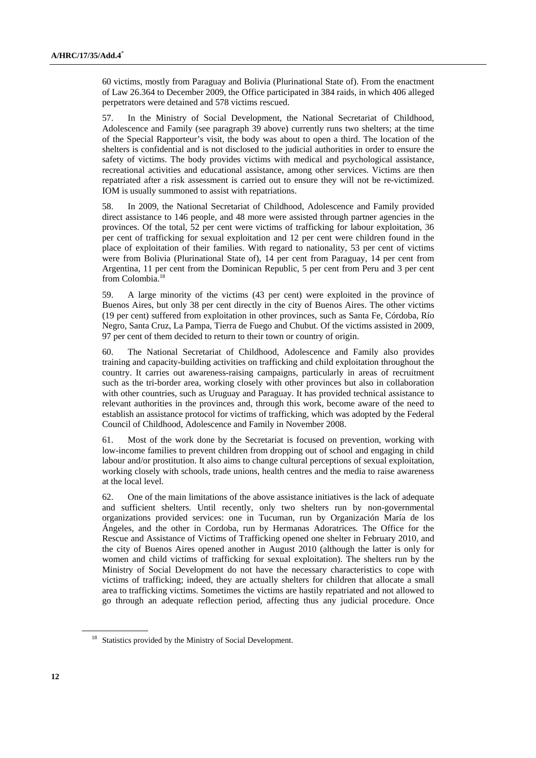60 victims, mostly from Paraguay and Bolivia (Plurinational State of). From the enactment of Law 26.364 to December 2009, the Office participated in 384 raids, in which 406 alleged perpetrators were detained and 578 victims rescued.

57. In the Ministry of Social Development, the National Secretariat of Childhood, Adolescence and Family (see paragraph 39 above) currently runs two shelters; at the time of the Special Rapporteur's visit, the body was about to open a third. The location of the shelters is confidential and is not disclosed to the judicial authorities in order to ensure the safety of victims. The body provides victims with medical and psychological assistance, recreational activities and educational assistance, among other services. Victims are then repatriated after a risk assessment is carried out to ensure they will not be re-victimized. IOM is usually summoned to assist with repatriations.

58. In 2009, the National Secretariat of Childhood, Adolescence and Family provided direct assistance to 146 people, and 48 more were assisted through partner agencies in the provinces. Of the total, 52 per cent were victims of trafficking for labour exploitation, 36 per cent of trafficking for sexual exploitation and 12 per cent were children found in the place of exploitation of their families. With regard to nationality, 53 per cent of victims were from Bolivia (Plurinational State of), 14 per cent from Paraguay, 14 per cent from Argentina, 11 per cent from the Dominican Republic, 5 per cent from Peru and 3 per cent from Colombia.[18]

59. A large minority of the victims (43 per cent) were exploited in the province of Buenos Aires, but only 38 per cent directly in the city of Buenos Aires. The other victims (19 per cent) suffered from exploitation in other provinces, such as Santa Fe, Córdoba, Río Negro, Santa Cruz, La Pampa, Tierra de Fuego and Chubut. Of the victims assisted in 2009, 97 per cent of them decided to return to their town or country of origin.

60. The National Secretariat of Childhood, Adolescence and Family also provides training and capacity-building activities on trafficking and child exploitation throughout the country. It carries out awareness-raising campaigns, particularly in areas of recruitment such as the tri-border area, working closely with other provinces but also in collaboration with other countries, such as Uruguay and Paraguay. It has provided technical assistance to relevant authorities in the provinces and, through this work, become aware of the need to establish an assistance protocol for victims of trafficking, which was adopted by the Federal Council of Childhood, Adolescence and Family in November 2008.

61. Most of the work done by the Secretariat is focused on prevention, working with low-income families to prevent children from dropping out of school and engaging in child labour and/or prostitution. It also aims to change cultural perceptions of sexual exploitation, working closely with schools, trade unions, health centres and the media to raise awareness at the local level.

62. One of the main limitations of the above assistance initiatives is the lack of adequate and sufficient shelters. Until recently, only two shelters run by non-governmental organizations provided services: one in Tucuman, run by Organización María de los Ángeles, and the other in Cordoba, run by Hermanas Adoratrices*.* The Office for the Rescue and Assistance of Victims of Trafficking opened one shelter in February 2010, and the city of Buenos Aires opened another in August 2010 (although the latter is only for women and child victims of trafficking for sexual exploitation). The shelters run by the Ministry of Social Development do not have the necessary characteristics to cope with victims of trafficking; indeed, they are actually shelters for children that allocate a small area to trafficking victims. Sometimes the victims are hastily repatriated and not allowed to go through an adequate reflection period, affecting thus any judicial procedure. Once

[18] Statistics provided by the Ministry of Social Development.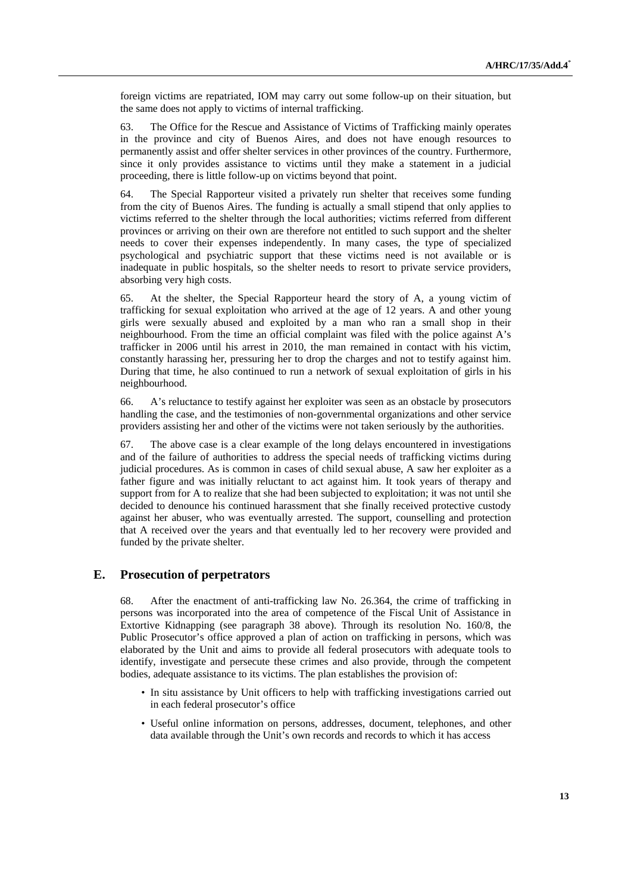foreign victims are repatriated, IOM may carry out some follow-up on their situation, but the same does not apply to victims of internal trafficking.

63. The Office for the Rescue and Assistance of Victims of Trafficking mainly operates in the province and city of Buenos Aires, and does not have enough resources to permanently assist and offer shelter services in other provinces of the country. Furthermore, since it only provides assistance to victims until they make a statement in a judicial proceeding, there is little follow-up on victims beyond that point.

64. The Special Rapporteur visited a privately run shelter that receives some funding from the city of Buenos Aires. The funding is actually a small stipend that only applies to victims referred to the shelter through the local authorities; victims referred from different provinces or arriving on their own are therefore not entitled to such support and the shelter needs to cover their expenses independently. In many cases, the type of specialized psychological and psychiatric support that these victims need is not available or is inadequate in public hospitals, so the shelter needs to resort to private service providers, absorbing very high costs.

65. At the shelter, the Special Rapporteur heard the story of A, a young victim of trafficking for sexual exploitation who arrived at the age of 12 years. A and other young girls were sexually abused and exploited by a man who ran a small shop in their neighbourhood. From the time an official complaint was filed with the police against A's trafficker in 2006 until his arrest in 2010, the man remained in contact with his victim, constantly harassing her, pressuring her to drop the charges and not to testify against him. During that time, he also continued to run a network of sexual exploitation of girls in his neighbourhood.

66. A's reluctance to testify against her exploiter was seen as an obstacle by prosecutors handling the case, and the testimonies of non-governmental organizations and other service providers assisting her and other of the victims were not taken seriously by the authorities.

67. The above case is a clear example of the long delays encountered in investigations and of the failure of authorities to address the special needs of trafficking victims during judicial procedures. As is common in cases of child sexual abuse, A saw her exploiter as a father figure and was initially reluctant to act against him. It took years of therapy and support from for A to realize that she had been subjected to exploitation; it was not until she decided to denounce his continued harassment that she finally received protective custody against her abuser, who was eventually arrested. The support, counselling and protection that A received over the years and that eventually led to her recovery were provided and funded by the private shelter.

## E. Prosecution of perpetrators

68. After the enactment of anti-trafficking law No. 26.364, the crime of trafficking in persons was incorporated into the area of competence of the Fiscal Unit of Assistance in Extortive Kidnapping (see paragraph 38 above). Through its resolution No. 160/8, the Public Prosecutor's office approved a plan of action on trafficking in persons, which was elaborated by the Unit and aims to provide all federal prosecutors with adequate tools to identify, investigate and persecute these crimes and also provide, through the competent bodies, adequate assistance to its victims. The plan establishes the provision of:

- In situ assistance by Unit officers to help with trafficking investigations carried out in each federal prosecutor's office
- Useful online information on persons, addresses, document, telephones, and other data available through the Unit's own records and records to which it has access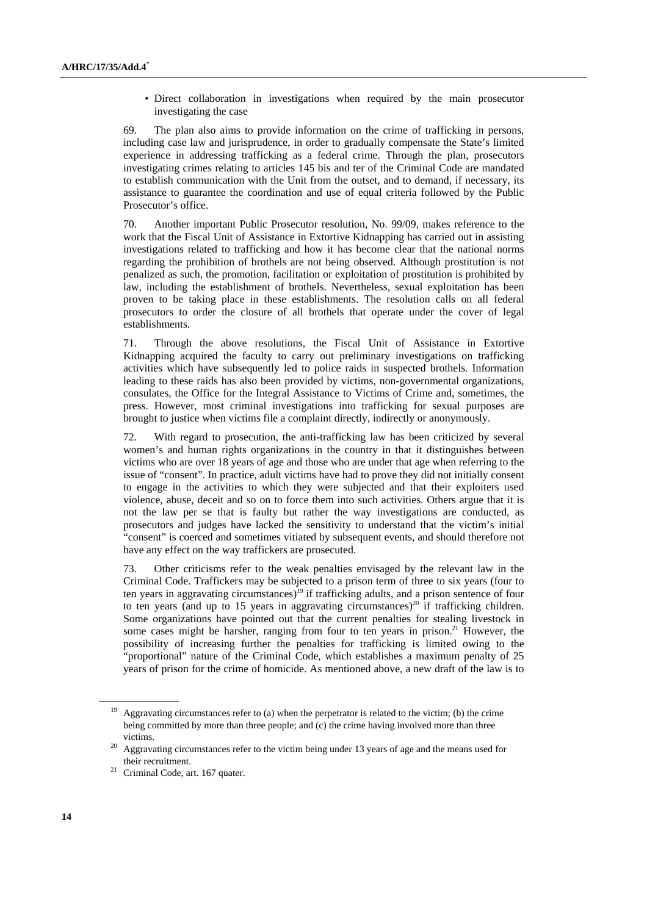- Direct collaboration in investigations when required by the main prosecutor investigating the case

69. The plan also aims to provide information on the crime of trafficking in persons, including case law and jurisprudence, in order to gradually compensate the State's limited experience in addressing trafficking as a federal crime. Through the plan, prosecutors investigating crimes relating to articles 145 bis and ter of the Criminal Code are mandated to establish communication with the Unit from the outset, and to demand, if necessary, its assistance to guarantee the coordination and use of equal criteria followed by the Public Prosecutor's office.

70. Another important Public Prosecutor resolution, No. 99/09, makes reference to the work that the Fiscal Unit of Assistance in Extortive Kidnapping has carried out in assisting investigations related to trafficking and how it has become clear that the national norms regarding the prohibition of brothels are not being observed. Although prostitution is not penalized as such, the promotion, facilitation or exploitation of prostitution is prohibited by law, including the establishment of brothels. Nevertheless, sexual exploitation has been proven to be taking place in these establishments. The resolution calls on all federal prosecutors to order the closure of all brothels that operate under the cover of legal establishments.

71. Through the above resolutions, the Fiscal Unit of Assistance in Extortive Kidnapping acquired the faculty to carry out preliminary investigations on trafficking activities which have subsequently led to police raids in suspected brothels. Information leading to these raids has also been provided by victims, non-governmental organizations, consulates, the Office for the Integral Assistance to Victims of Crime and, sometimes, the press. However, most criminal investigations into trafficking for sexual purposes are brought to justice when victims file a complaint directly, indirectly or anonymously.

72. With regard to prosecution, the anti-trafficking law has been criticized by several women's and human rights organizations in the country in that it distinguishes between victims who are over 18 years of age and those who are under that age when referring to the issue of "consent". In practice, adult victims have had to prove they did not initially consent to engage in the activities to which they were subjected and that their exploiters used violence, abuse, deceit and so on to force them into such activities. Others argue that it is not the law per se that is faulty but rather the way investigations are conducted, as prosecutors and judges have lacked the sensitivity to understand that the victim's initial "consent" is coerced and sometimes vitiated by subsequent events, and should therefore not have any effect on the way traffickers are prosecuted.

73. Other criticisms refer to the weak penalties envisaged by the relevant law in the Criminal Code. Traffickers may be subjected to a prison term of three to six years (four to ten years in aggravating circumstances)[19] if trafficking adults, and a prison sentence of four to ten years (and up to 15 years in aggravating circumstances)[20] if trafficking children. Some organizations have pointed out that the current penalties for stealing livestock in some cases might be harsher, ranging from four to ten years in prison.[21] However, the possibility of increasing further the penalties for trafficking is limited owing to the "proportional" nature of the Criminal Code, which establishes a maximum penalty of 25 years of prison for the crime of homicide. As mentioned above, a new draft of the law is to

---

[19] Aggravating circumstances refer to (a) when the perpetrator is related to the victim; (b) the crime being committed by more than three people; and (c) the crime having involved more than three victims.

[20] Aggravating circumstances refer to the victim being under 13 years of age and the means used for their recruitment.

[21] Criminal Code, art. 167 quater.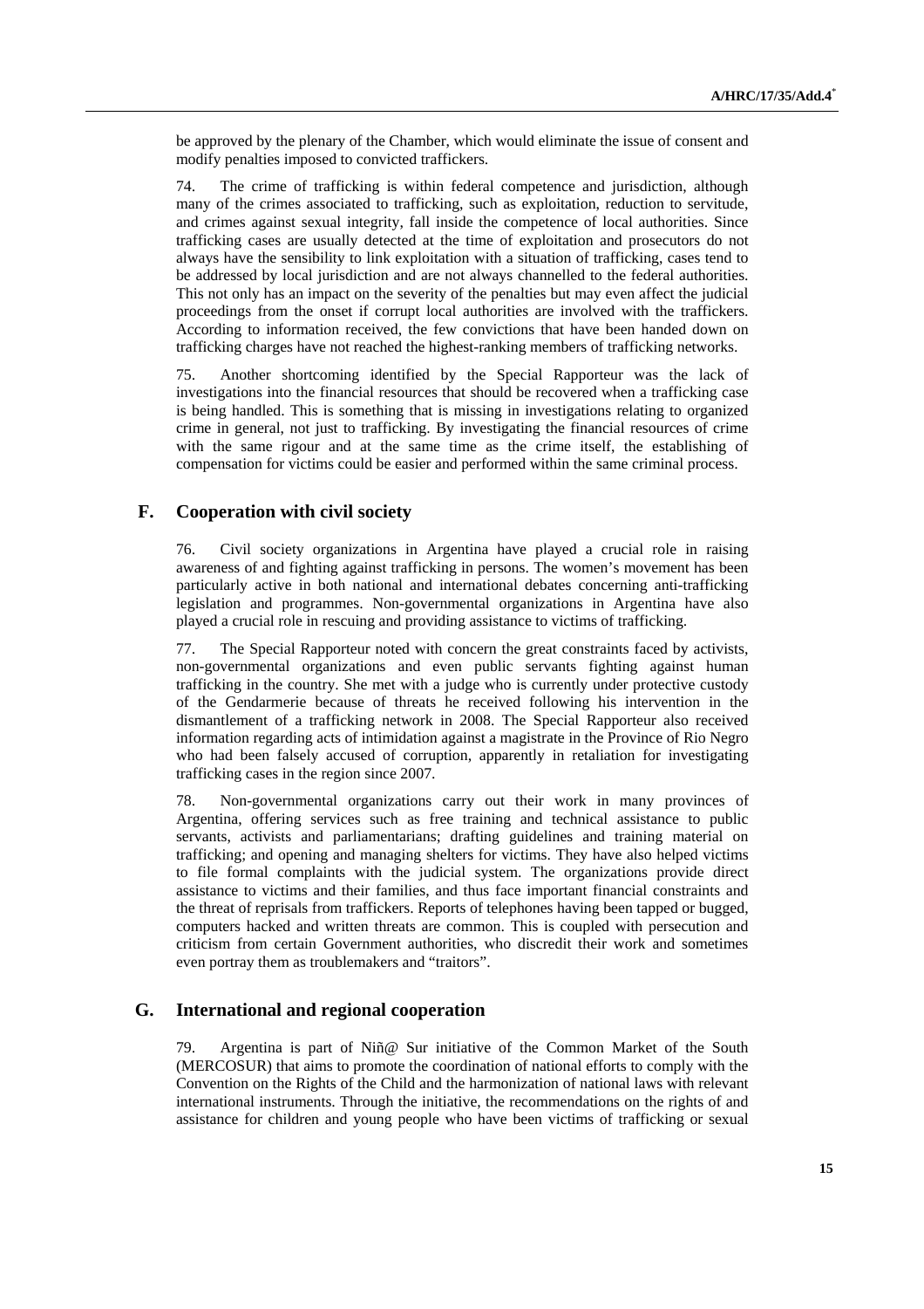be approved by the plenary of the Chamber, which would eliminate the issue of consent and modify penalties imposed to convicted traffickers.

74. The crime of trafficking is within federal competence and jurisdiction, although many of the crimes associated to trafficking, such as exploitation, reduction to servitude, and crimes against sexual integrity, fall inside the competence of local authorities. Since trafficking cases are usually detected at the time of exploitation and prosecutors do not always have the sensibility to link exploitation with a situation of trafficking, cases tend to be addressed by local jurisdiction and are not always channelled to the federal authorities. This not only has an impact on the severity of the penalties but may even affect the judicial proceedings from the onset if corrupt local authorities are involved with the traffickers. According to information received, the few convictions that have been handed down on trafficking charges have not reached the highest-ranking members of trafficking networks.

75. Another shortcoming identified by the Special Rapporteur was the lack of investigations into the financial resources that should be recovered when a trafficking case is being handled. This is something that is missing in investigations relating to organized crime in general, not just to trafficking. By investigating the financial resources of crime with the same rigour and at the same time as the crime itself, the establishing of compensation for victims could be easier and performed within the same criminal process.

## F. Cooperation with civil society

76. Civil society organizations in Argentina have played a crucial role in raising awareness of and fighting against trafficking in persons. The women's movement has been particularly active in both national and international debates concerning anti-trafficking legislation and programmes. Non-governmental organizations in Argentina have also played a crucial role in rescuing and providing assistance to victims of trafficking.

77. The Special Rapporteur noted with concern the great constraints faced by activists, non-governmental organizations and even public servants fighting against human trafficking in the country. She met with a judge who is currently under protective custody of the Gendarmerie because of threats he received following his intervention in the dismantlement of a trafficking network in 2008. The Special Rapporteur also received information regarding acts of intimidation against a magistrate in the Province of Rio Negro who had been falsely accused of corruption, apparently in retaliation for investigating trafficking cases in the region since 2007.

78. Non-governmental organizations carry out their work in many provinces of Argentina, offering services such as free training and technical assistance to public servants, activists and parliamentarians; drafting guidelines and training material on trafficking; and opening and managing shelters for victims. They have also helped victims to file formal complaints with the judicial system. The organizations provide direct assistance to victims and their families, and thus face important financial constraints and the threat of reprisals from traffickers. Reports of telephones having been tapped or bugged, computers hacked and written threats are common. This is coupled with persecution and criticism from certain Government authorities, who discredit their work and sometimes even portray them as troublemakers and "traitors".

## G. International and regional cooperation

79. Argentina is part of Niñ@ Sur initiative of the Common Market of the South (MERCOSUR) that aims to promote the coordination of national efforts to comply with the Convention on the Rights of the Child and the harmonization of national laws with relevant international instruments. Through the initiative, the recommendations on the rights of and assistance for children and young people who have been victims of trafficking or sexual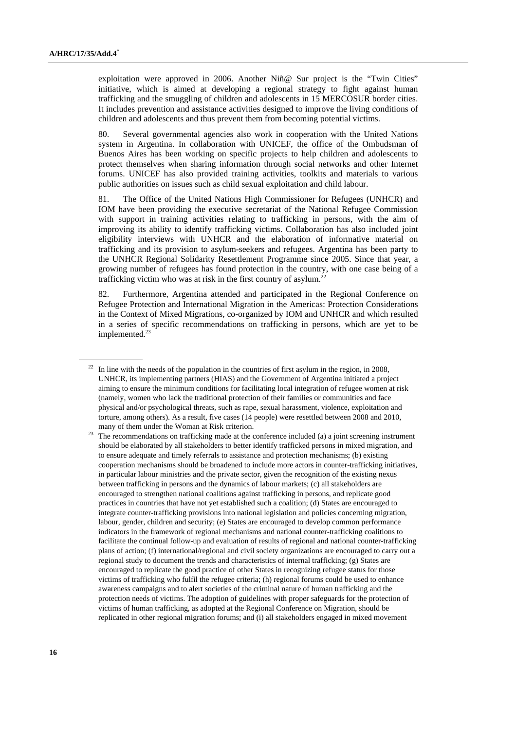exploitation were approved in 2006. Another Niñ@ Sur project is the "Twin Cities" initiative, which is aimed at developing a regional strategy to fight against human trafficking and the smuggling of children and adolescents in 15 MERCOSUR border cities. It includes prevention and assistance activities designed to improve the living conditions of children and adolescents and thus prevent them from becoming potential victims.

80. Several governmental agencies also work in cooperation with the United Nations system in Argentina. In collaboration with UNICEF, the office of the Ombudsman of Buenos Aires has been working on specific projects to help children and adolescents to protect themselves when sharing information through social networks and other Internet forums. UNICEF has also provided training activities, toolkits and materials to various public authorities on issues such as child sexual exploitation and child labour.

81. The Office of the United Nations High Commissioner for Refugees (UNHCR) and IOM have been providing the executive secretariat of the National Refugee Commission with support in training activities relating to trafficking in persons, with the aim of improving its ability to identify trafficking victims. Collaboration has also included joint eligibility interviews with UNHCR and the elaboration of informative material on trafficking and its provision to asylum-seekers and refugees. Argentina has been party to the UNHCR Regional Solidarity Resettlement Programme since 2005. Since that year, a growing number of refugees has found protection in the country, with one case being of a trafficking victim who was at risk in the first country of asylum.[22]

82. Furthermore, Argentina attended and participated in the Regional Conference on Refugee Protection and International Migration in the Americas: Protection Considerations in the Context of Mixed Migrations, co-organized by IOM and UNHCR and which resulted in a series of specific recommendations on trafficking in persons, which are yet to be implemented.[23]

---

[22] In line with the needs of the population in the countries of first asylum in the region, in 2008, UNHCR, its implementing partners (HIAS) and the Government of Argentina initiated a project aiming to ensure the minimum conditions for facilitating local integration of refugee women at risk (namely, women who lack the traditional protection of their families or communities and face physical and/or psychological threats, such as rape, sexual harassment, violence, exploitation and torture, among others). As a result, five cases (14 people) were resettled between 2008 and 2010, many of them under the Woman at Risk criterion.

[23] The recommendations on trafficking made at the conference included (a) a joint screening instrument should be elaborated by all stakeholders to better identify trafficked persons in mixed migration, and to ensure adequate and timely referrals to assistance and protection mechanisms; (b) existing cooperation mechanisms should be broadened to include more actors in counter-trafficking initiatives, in particular labour ministries and the private sector, given the recognition of the existing nexus between trafficking in persons and the dynamics of labour markets; (c) all stakeholders are encouraged to strengthen national coalitions against trafficking in persons, and replicate good practices in countries that have not yet established such a coalition; (d) States are encouraged to integrate counter-trafficking provisions into national legislation and policies concerning migration, labour, gender, children and security; (e) States are encouraged to develop common performance indicators in the framework of regional mechanisms and national counter-trafficking coalitions to facilitate the continual follow-up and evaluation of results of regional and national counter-trafficking plans of action; (f) international/regional and civil society organizations are encouraged to carry out a regional study to document the trends and characteristics of internal trafficking; (g) States are encouraged to replicate the good practice of other States in recognizing refugee status for those victims of trafficking who fulfil the refugee criteria; (h) regional forums could be used to enhance awareness campaigns and to alert societies of the criminal nature of human trafficking and the protection needs of victims. The adoption of guidelines with proper safeguards for the protection of victims of human trafficking, as adopted at the Regional Conference on Migration, should be replicated in other regional migration forums; and (i) all stakeholders engaged in mixed movement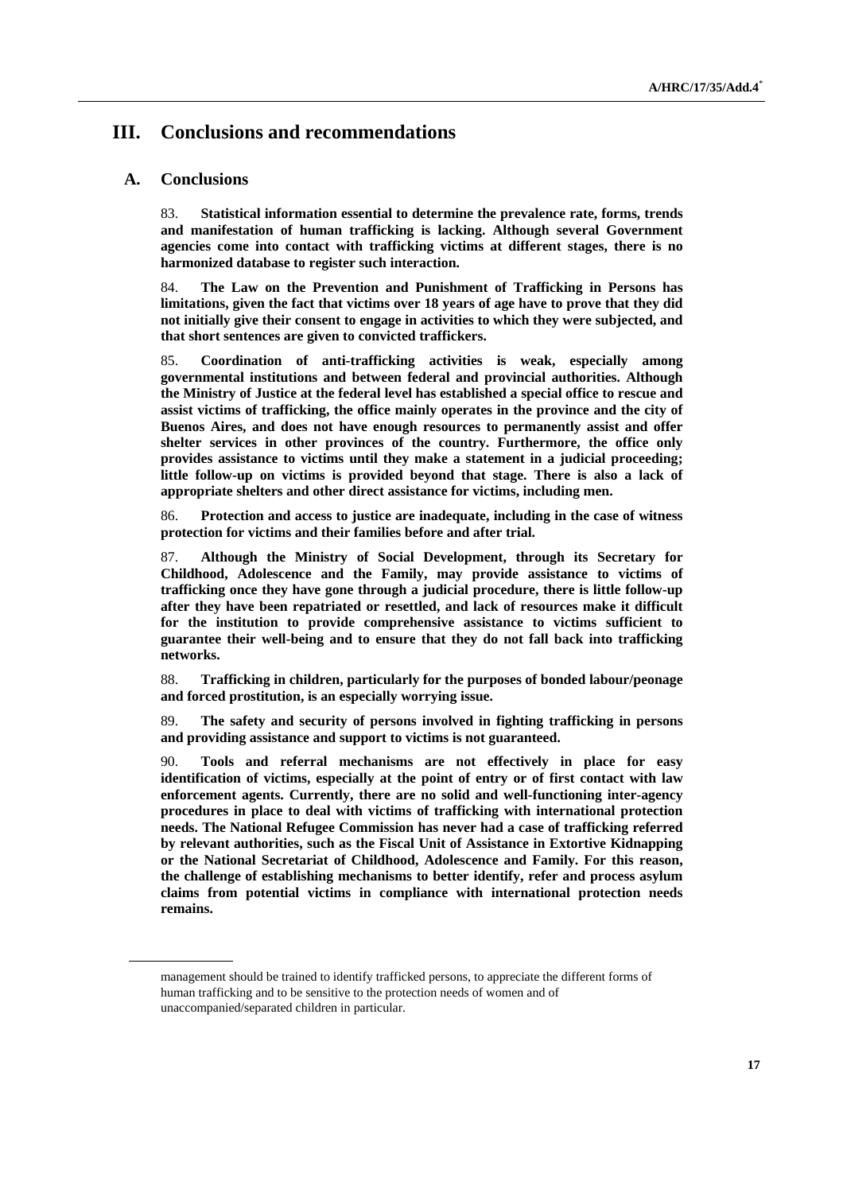# III. Conclusions and recommendations

## A. Conclusions

83. **Statistical information essential to determine the prevalence rate, forms, trends and manifestation of human trafficking is lacking. Although several Government agencies come into contact with trafficking victims at different stages, there is no harmonized database to register such interaction.**

84. **The Law on the Prevention and Punishment of Trafficking in Persons has limitations, given the fact that victims over 18 years of age have to prove that they did not initially give their consent to engage in activities to which they were subjected, and that short sentences are given to convicted traffickers.**

85. **Coordination of anti-trafficking activities is weak, especially among governmental institutions and between federal and provincial authorities. Although the Ministry of Justice at the federal level has established a special office to rescue and assist victims of trafficking, the office mainly operates in the province and the city of Buenos Aires, and does not have enough resources to permanently assist and offer shelter services in other provinces of the country. Furthermore, the office only provides assistance to victims until they make a statement in a judicial proceeding; little follow-up on victims is provided beyond that stage. There is also a lack of appropriate shelters and other direct assistance for victims, including men.**

86. **Protection and access to justice are inadequate, including in the case of witness protection for victims and their families before and after trial.**

87. **Although the Ministry of Social Development, through its Secretary for Childhood, Adolescence and the Family, may provide assistance to victims of trafficking once they have gone through a judicial procedure, there is little follow-up after they have been repatriated or resettled, and lack of resources make it difficult for the institution to provide comprehensive assistance to victims sufficient to guarantee their well-being and to ensure that they do not fall back into trafficking networks.**

88. **Trafficking in children, particularly for the purposes of bonded labour/peonage and forced prostitution, is an especially worrying issue.**

89. **The safety and security of persons involved in fighting trafficking in persons and providing assistance and support to victims is not guaranteed.**

90. **Tools and referral mechanisms are not effectively in place for easy identification of victims, especially at the point of entry or of first contact with law enforcement agents. Currently, there are no solid and well-functioning inter-agency procedures in place to deal with victims of trafficking with international protection needs. The National Refugee Commission has never had a case of trafficking referred by relevant authorities, such as the Fiscal Unit of Assistance in Extortive Kidnapping or the National Secretariat of Childhood, Adolescence and Family. For this reason, the challenge of establishing mechanisms to better identify, refer and process asylum claims from potential victims in compliance with international protection needs remains.**

---

management should be trained to identify trafficked persons, to appreciate the different forms of human trafficking and to be sensitive to the protection needs of women and of unaccompanied/separated children in particular.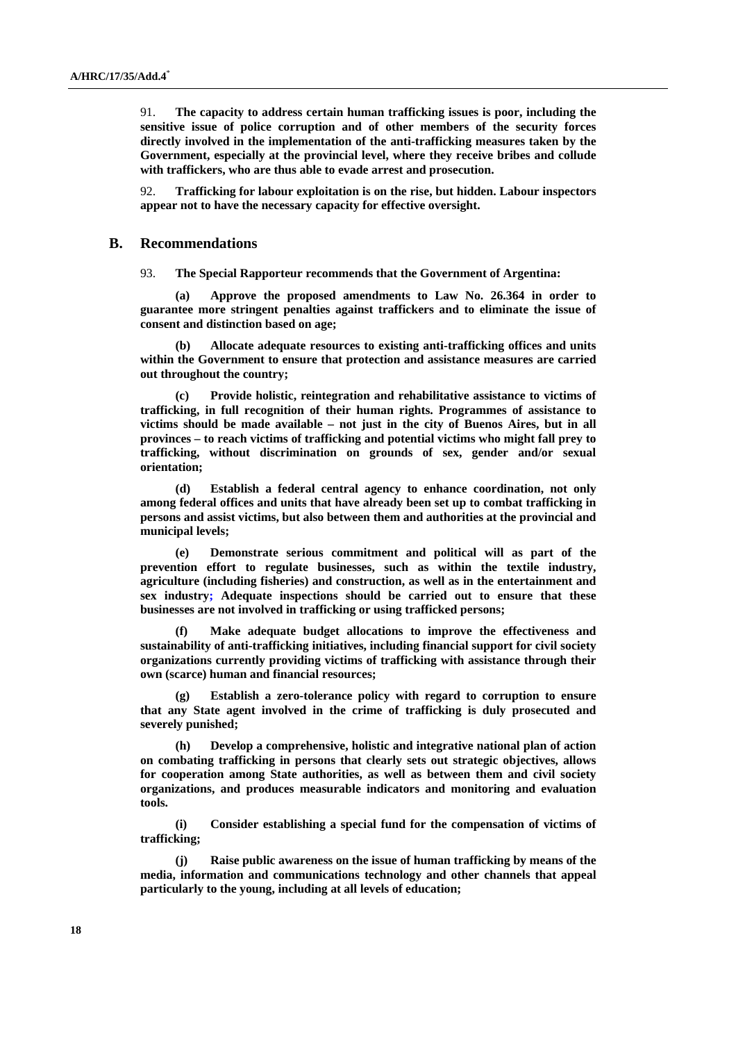**91. The capacity to address certain human trafficking issues is poor, including the sensitive issue of police corruption and of other members of the security forces directly involved in the implementation of the anti-trafficking measures taken by the Government, especially at the provincial level, where they receive bribes and collude with traffickers, who are thus able to evade arrest and prosecution.**

**92. Trafficking for labour exploitation is on the rise, but hidden. Labour inspectors appear not to have the necessary capacity for effective oversight.**

## B. Recommendations

**93. The Special Rapporteur recommends that the Government of Argentina:**

**(a) Approve the proposed amendments to Law No. 26.364 in order to guarantee more stringent penalties against traffickers and to eliminate the issue of consent and distinction based on age;**

**(b) Allocate adequate resources to existing anti-trafficking offices and units within the Government to ensure that protection and assistance measures are carried out throughout the country;**

**(c) Provide holistic, reintegration and rehabilitative assistance to victims of trafficking, in full recognition of their human rights. Programmes of assistance to victims should be made available – not just in the city of Buenos Aires, but in all provinces – to reach victims of trafficking and potential victims who might fall prey to trafficking, without discrimination on grounds of sex, gender and/or sexual orientation;**

**(d) Establish a federal central agency to enhance coordination, not only among federal offices and units that have already been set up to combat trafficking in persons and assist victims, but also between them and authorities at the provincial and municipal levels;**

**(e) Demonstrate serious commitment and political will as part of the prevention effort to regulate businesses, such as within the textile industry, agriculture (including fisheries) and construction, as well as in the entertainment and sex industry; Adequate inspections should be carried out to ensure that these businesses are not involved in trafficking or using trafficked persons;**

**(f) Make adequate budget allocations to improve the effectiveness and sustainability of anti-trafficking initiatives, including financial support for civil society organizations currently providing victims of trafficking with assistance through their own (scarce) human and financial resources;**

**(g) Establish a zero-tolerance policy with regard to corruption to ensure that any State agent involved in the crime of trafficking is duly prosecuted and severely punished;**

**(h) Develop a comprehensive, holistic and integrative national plan of action on combating trafficking in persons that clearly sets out strategic objectives, allows for cooperation among State authorities, as well as between them and civil society organizations, and produces measurable indicators and monitoring and evaluation tools.**

**(i) Consider establishing a special fund for the compensation of victims of trafficking;**

**(j) Raise public awareness on the issue of human trafficking by means of the media, information and communications technology and other channels that appeal particularly to the young, including at all levels of education;**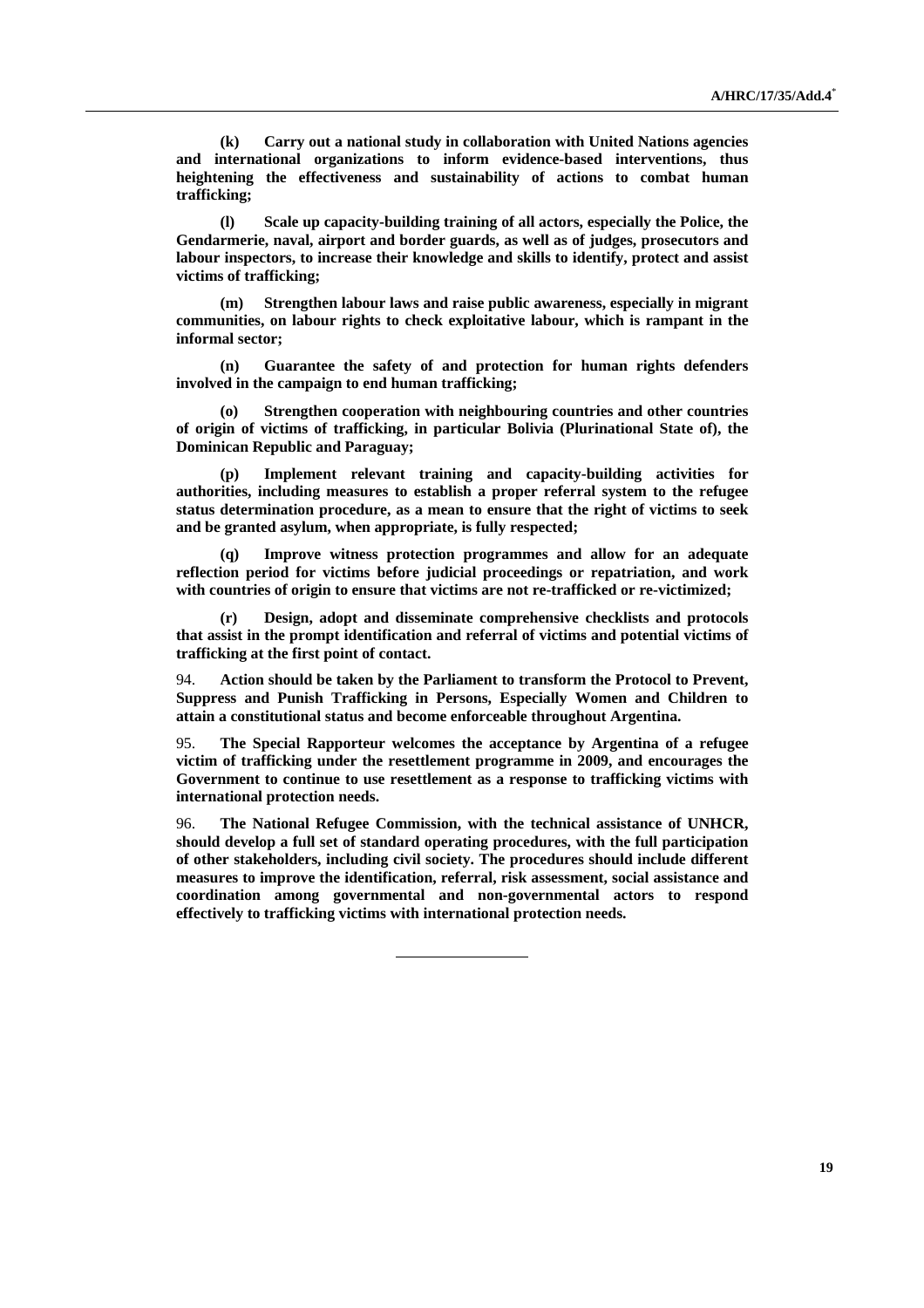**(k) Carry out a national study in collaboration with United Nations agencies and international organizations to inform evidence-based interventions, thus heightening the effectiveness and sustainability of actions to combat human trafficking;**

**(l) Scale up capacity-building training of all actors, especially the Police, the Gendarmerie, naval, airport and border guards, as well as of judges, prosecutors and labour inspectors, to increase their knowledge and skills to identify, protect and assist victims of trafficking;**

**(m) Strengthen labour laws and raise public awareness, especially in migrant communities, on labour rights to check exploitative labour, which is rampant in the informal sector;**

**(n) Guarantee the safety of and protection for human rights defenders involved in the campaign to end human trafficking;**

**(o) Strengthen cooperation with neighbouring countries and other countries of origin of victims of trafficking, in particular Bolivia (Plurinational State of), the Dominican Republic and Paraguay;**

**(p) Implement relevant training and capacity-building activities for authorities, including measures to establish a proper referral system to the refugee status determination procedure, as a mean to ensure that the right of victims to seek and be granted asylum, when appropriate, is fully respected;**

**(q) Improve witness protection programmes and allow for an adequate reflection period for victims before judicial proceedings or repatriation, and work with countries of origin to ensure that victims are not re-trafficked or re-victimized;**

**(r) Design, adopt and disseminate comprehensive checklists and protocols that assist in the prompt identification and referral of victims and potential victims of trafficking at the first point of contact.**

94. **Action should be taken by the Parliament to transform the Protocol to Prevent, Suppress and Punish Trafficking in Persons, Especially Women and Children to attain a constitutional status and become enforceable throughout Argentina.**

95. **The Special Rapporteur welcomes the acceptance by Argentina of a refugee victim of trafficking under the resettlement programme in 2009, and encourages the Government to continue to use resettlement as a response to trafficking victims with international protection needs.**

96. **The National Refugee Commission, with the technical assistance of UNHCR, should develop a full set of standard operating procedures, with the full participation of other stakeholders, including civil society. The procedures should include different measures to improve the identification, referral, risk assessment, social assistance and coordination among governmental and non-governmental actors to respond effectively to trafficking victims with international protection needs.**